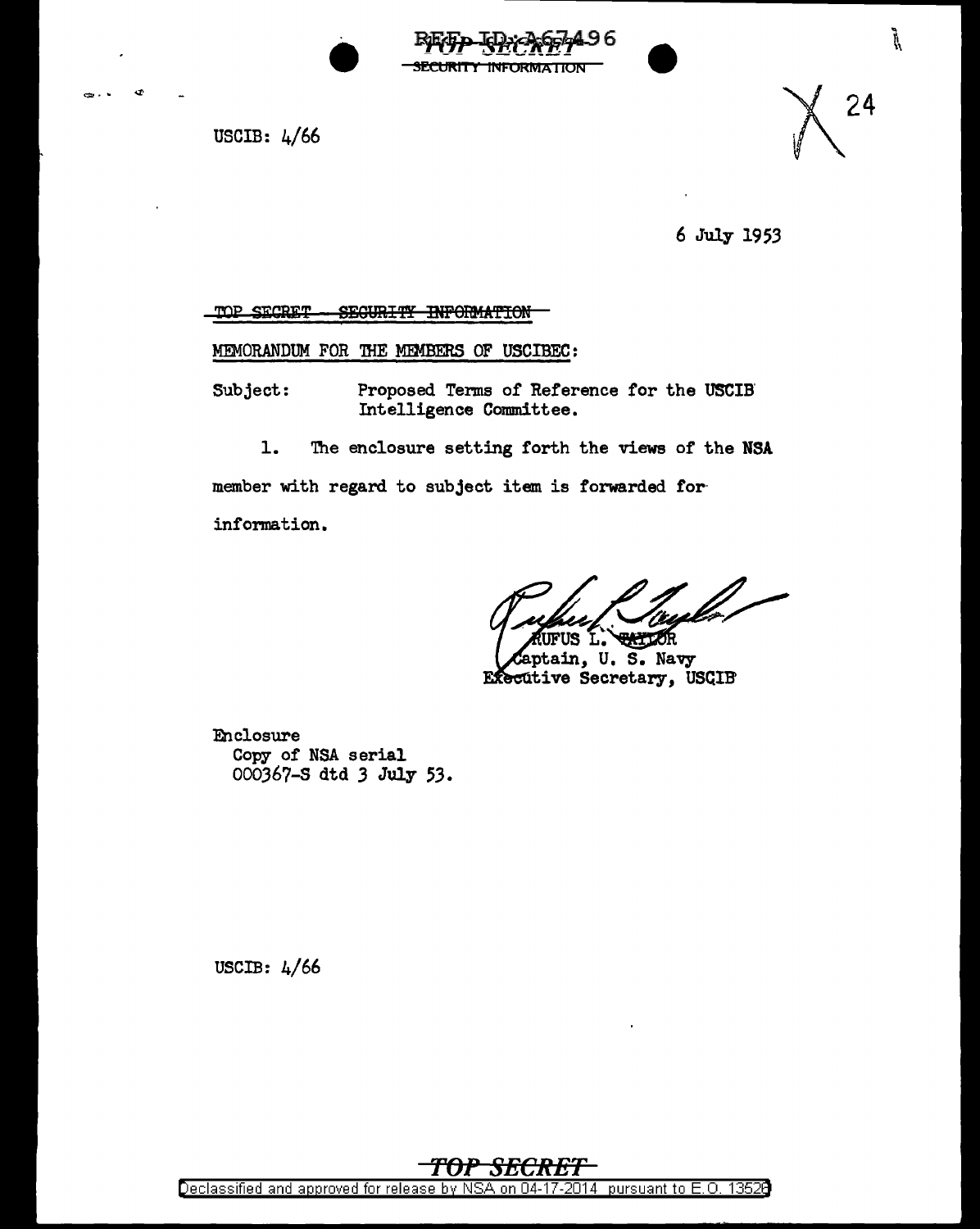TOP SECRET
SECURITY INFORMATION

USCIB: 4/66

24

6 July 1953

TOP SECRET - SECURITY INFORMATION

MEMORANDUM FOR THE MEMBERS OF USCIBEC:

Subject: Proposed Terms of Reference for the USCIB Intelligence Committee.

1. The enclosure setting forth the views of the NSA member with regard to subject item is forwarded for information.

RUFUS L. TAYLOR
Captain, U. S. Navy
Executive Secretary, USCIB

Enclosure
Copy of NSA serial
000367-S dtd 3 July 53.

USCIB: 4/66

TOP SECRET

Declassified and approved for release by NSA on 04-17-2014 pursuant to E.O. 13526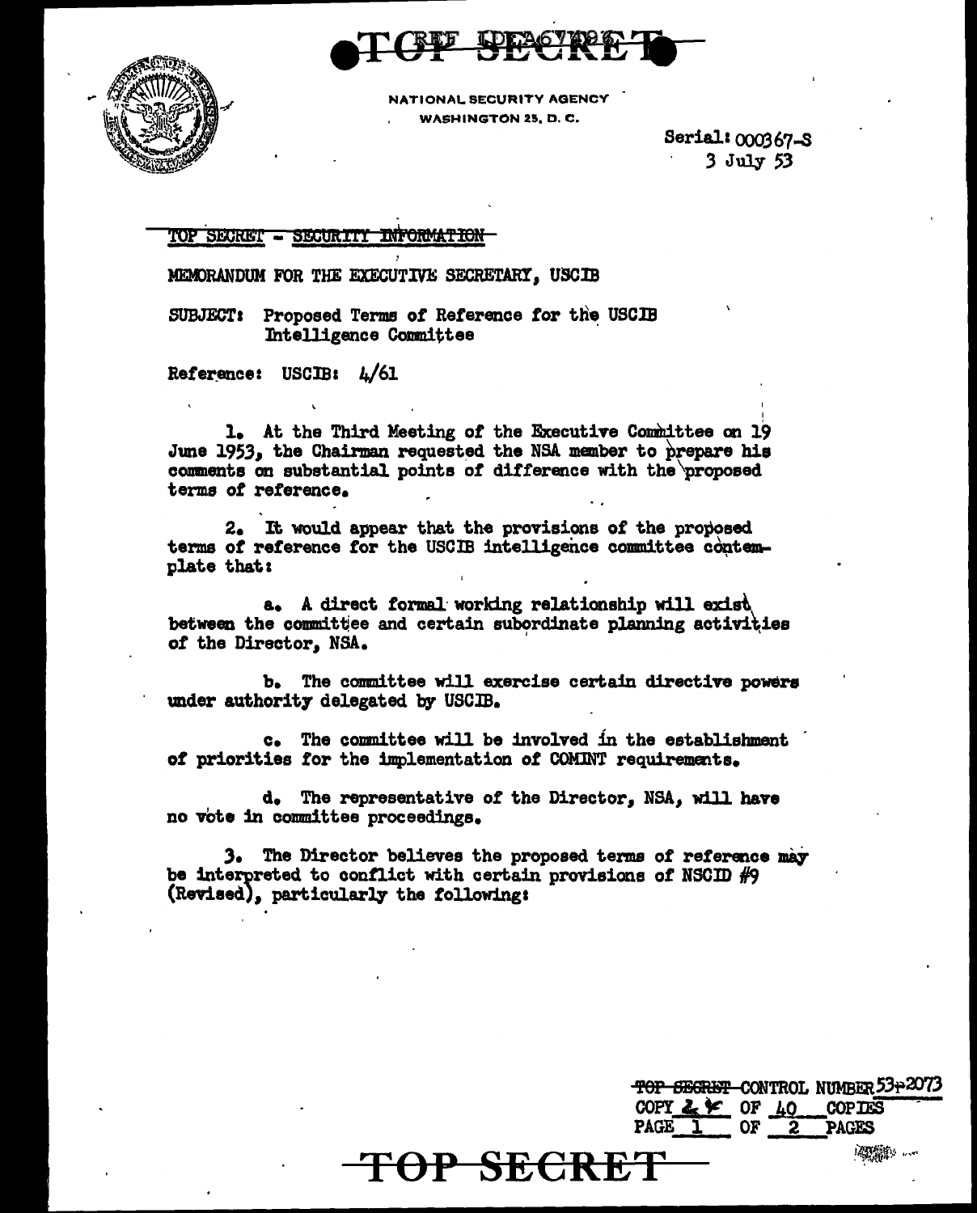**TOP SECRET**

NATIONAL SECURITY AGENCY
WASHINGTON 25, D. C.

Serial: 000367-S
3 July 53

TOP SECRET - SECURITY INFORMATION

MEMORANDUM FOR THE EXECUTIVE SECRETARY, USCIB

SUBJECT: Proposed Terms of Reference for the USCIB Intelligence Committee

Reference: USCIB: 4/61

1. At the Third Meeting of the Executive Committee on 19 June 1953, the Chairman requested the NSA member to prepare his comments on substantial points of difference with the proposed terms of reference.

2. It would appear that the provisions of the proposed terms of reference for the USCIB intelligence committee contemplate that:

   a. A direct formal working relationship will exist between the committee and certain subordinate planning activities of the Director, NSA.

   b. The committee will exercise certain directive powers under authority delegated by USCIB.

   c. The committee will be involved in the establishment of priorities for the implementation of COMINT requirements.

   d. The representative of the Director, NSA, will have no vote in committee proceedings.

3. The Director believes the proposed terms of reference may be interpreted to conflict with certain provisions of NSCID #9 (Revised), particularly the following:

TOP SECRET CONTROL NUMBER 53-2073
COPY 2 OF 40 COPIES
PAGE 1 OF 2 PAGES

**TOP SECRET**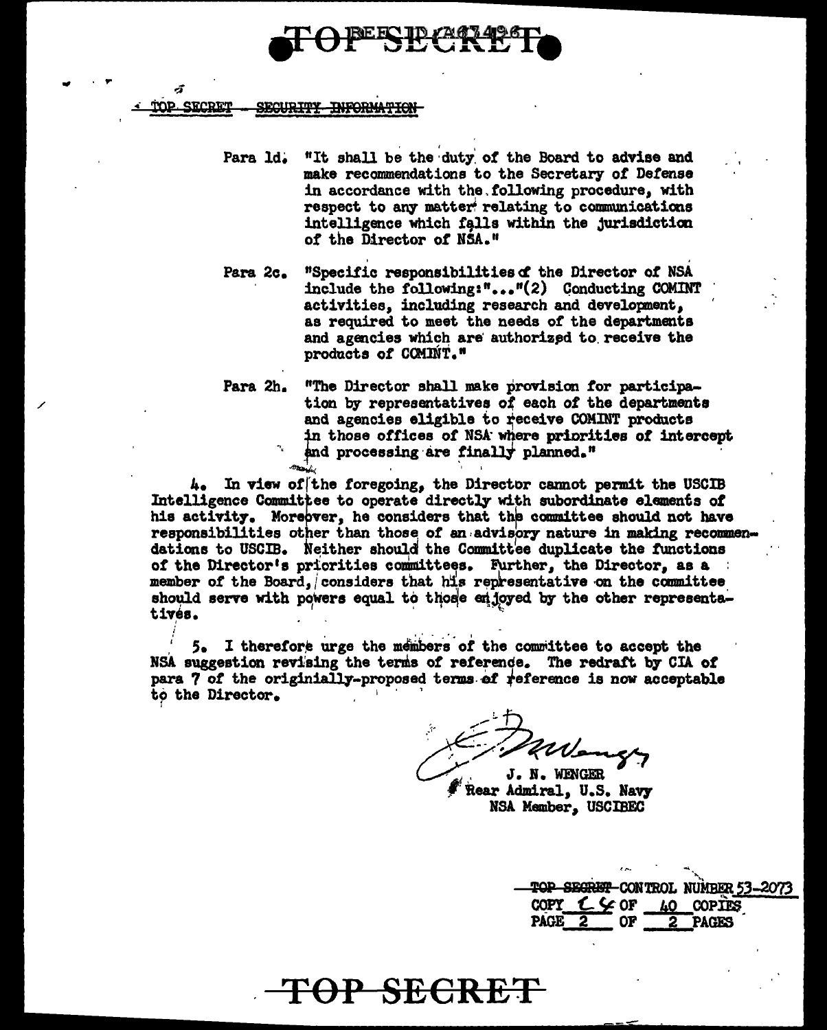TOP SECRET - SECURITY INFORMATION

Para 1d. "It shall be the duty of the Board to advise and make recommendations to the Secretary of Defense in accordance with the following procedure, with respect to any matter relating to communications intelligence which falls within the jurisdiction of the Director of NSA."

Para 2c. "Specific responsibilities of the Director of NSA include the following:"..."(2) Conducting COMINT activities, including research and development, as required to meet the needs of the departments and agencies which are authorized to receive the products of COMINT."

Para 2h. "The Director shall make provision for participation by representatives of each of the departments and agencies eligible to receive COMINT products in those offices of NSA where priorities of intercept and processing are finally planned."

4. In view of the foregoing, the Director cannot permit the USCIB Intelligence Committee to operate directly with subordinate elements of his activity. Moreover, he considers that the committee should not have responsibilities other than those of an advisory nature in making recommendations to USCIB. Neither should the Committee duplicate the functions of the Director's priorities committees. Further, the Director, as a member of the Board, considers that his representative on the committee should serve with powers equal to those enjoyed by the other representatives.

5. I therefore urge the members of the committee to accept the NSA suggestion revising the terms of reference. The redraft by CIA of para 7 of the originially-proposed terms of reference is now acceptable to the Director.

J. N. WENGER
Rear Admiral, U.S. Navy
NSA Member, USCIBEC

TOP SECRET CONTROL NUMBER 53-2073
COPY 2 4 OF 40 COPIES
PAGE 2 OF 2 PAGES

TOP SECRET